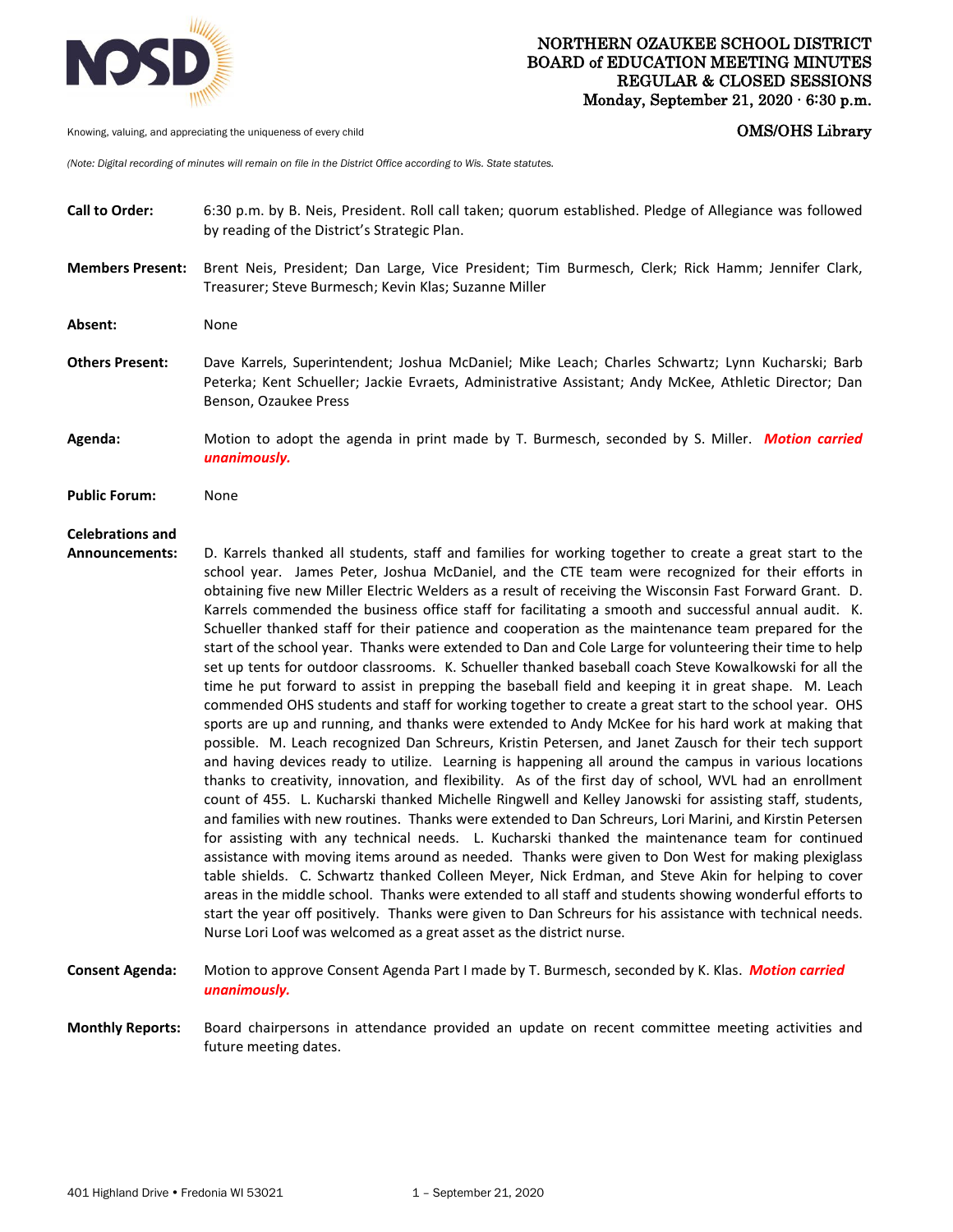# NORTHERN OZAUKEE SCHOOL DISTRICT
## BOARD of EDUCATION MEETING MINUTES
## REGULAR & CLOSED SESSIONS
**Monday, September 21, 2020 · 6:30 p.m.**

Knowing, valuing, and appreciating the uniqueness of every child

**OMS/OHS Library**

*(Note: Digital recording of minutes will remain on file in the District Office according to Wis. State statutes.*

**Call to Order:** 6:30 p.m. by B. Neis, President. Roll call taken; quorum established. Pledge of Allegiance was followed by reading of the District's Strategic Plan.

**Members Present:** Brent Neis, President; Dan Large, Vice President; Tim Burmesch, Clerk; Rick Hamm; Jennifer Clark, Treasurer; Steve Burmesch; Kevin Klas; Suzanne Miller

**Absent:** None

**Others Present:** Dave Karrels, Superintendent; Joshua McDaniel; Mike Leach; Charles Schwartz; Lynn Kucharski; Barb Peterka; Kent Schueller; Jackie Evraets, Administrative Assistant; Andy McKee, Athletic Director; Dan Benson, Ozaukee Press

**Agenda:** Motion to adopt the agenda in print made by T. Burmesch, seconded by S. Miller. ***Motion carried unanimously.***

**Public Forum:** None

**Celebrations and Announcements:** D. Karrels thanked all students, staff and families for working together to create a great start to the school year. James Peter, Joshua McDaniel, and the CTE team were recognized for their efforts in obtaining five new Miller Electric Welders as a result of receiving the Wisconsin Fast Forward Grant. D. Karrels commended the business office staff for facilitating a smooth and successful annual audit. K. Schueller thanked staff for their patience and cooperation as the maintenance team prepared for the start of the school year. Thanks were extended to Dan and Cole Large for volunteering their time to help set up tents for outdoor classrooms. K. Schueller thanked baseball coach Steve Kowalkowski for all the time he put forward to assist in prepping the baseball field and keeping it in great shape. M. Leach commended OHS students and staff for working together to create a great start to the school year. OHS sports are up and running, and thanks were extended to Andy McKee for his hard work at making that possible. M. Leach recognized Dan Schreurs, Kristin Petersen, and Janet Zausch for their tech support and having devices ready to utilize. Learning is happening all around the campus in various locations thanks to creativity, innovation, and flexibility. As of the first day of school, WVL had an enrollment count of 455. L. Kucharski thanked Michelle Ringwell and Kelley Janowski for assisting staff, students, and families with new routines. Thanks were extended to Dan Schreurs, Lori Marini, and Kirstin Petersen for assisting with any technical needs. L. Kucharski thanked the maintenance team for continued assistance with moving items around as needed. Thanks were given to Don West for making plexiglass table shields. C. Schwartz thanked Colleen Meyer, Nick Erdman, and Steve Akin for helping to cover areas in the middle school. Thanks were extended to all staff and students showing wonderful efforts to start the year off positively. Thanks were given to Dan Schreurs for his assistance with technical needs. Nurse Lori Loof was welcomed as a great asset as the district nurse.

**Consent Agenda:** Motion to approve Consent Agenda Part I made by T. Burmesch, seconded by K. Klas. ***Motion carried unanimously.***

**Monthly Reports:** Board chairpersons in attendance provided an update on recent committee meeting activities and future meeting dates.

401 Highland Drive • Fredonia WI 53021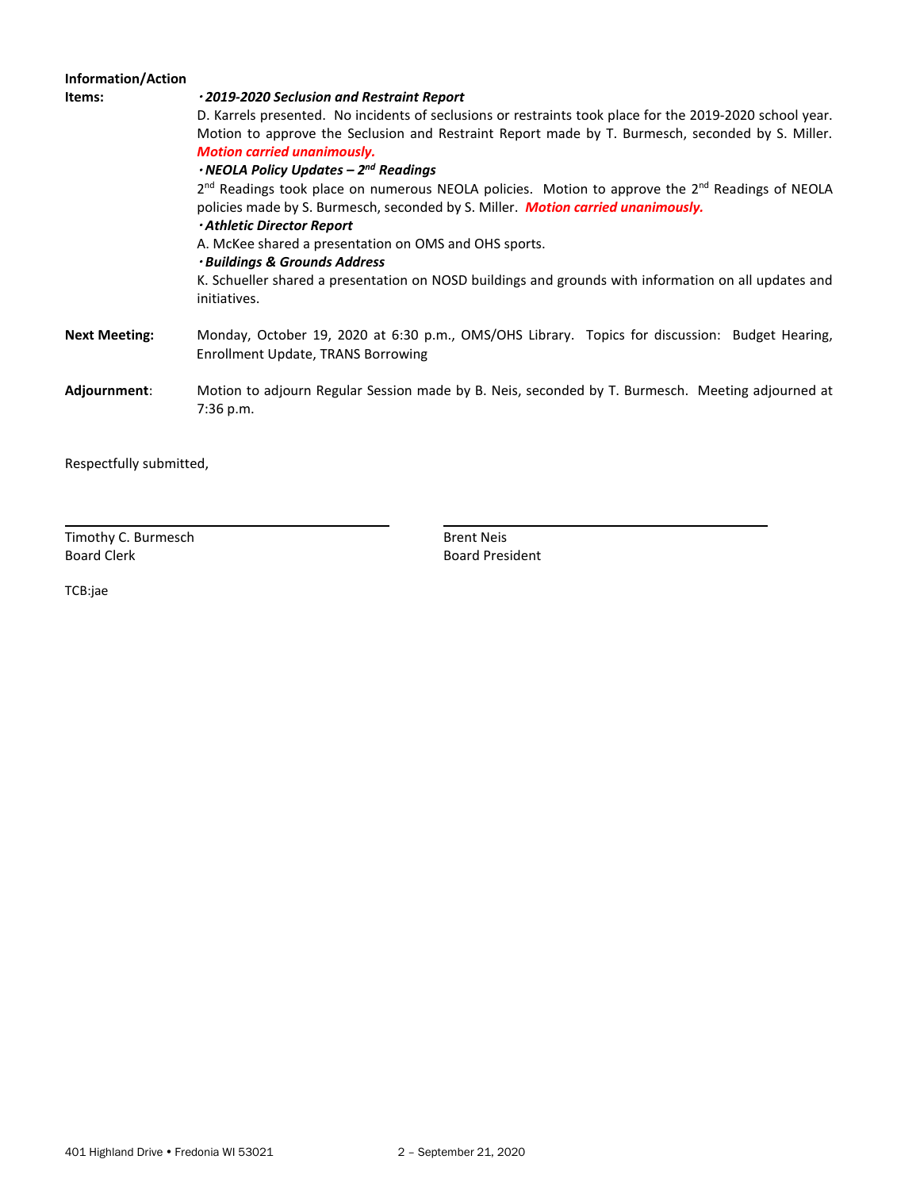**Information/Action Items:**

***・2019-2020 Seclusion and Restraint Report***

D. Karrels presented. No incidents of seclusions or restraints took place for the 2019-2020 school year. Motion to approve the Seclusion and Restraint Report made by T. Burmesch, seconded by S. Miller. ***Motion carried unanimously.***

***・NEOLA Policy Updates – 2nd Readings***

2nd Readings took place on numerous NEOLA policies. Motion to approve the 2nd Readings of NEOLA policies made by S. Burmesch, seconded by S. Miller. ***Motion carried unanimously.***

***・Athletic Director Report***

A. McKee shared a presentation on OMS and OHS sports.

***・Buildings & Grounds Address***

K. Schueller shared a presentation on NOSD buildings and grounds with information on all updates and initiatives.

**Next Meeting:** Monday, October 19, 2020 at 6:30 p.m., OMS/OHS Library. Topics for discussion: Budget Hearing, Enrollment Update, TRANS Borrowing

**Adjournment**: Motion to adjourn Regular Session made by B. Neis, seconded by T. Burmesch. Meeting adjourned at 7:36 p.m.

Respectfully submitted,

Timothy C. Burmesch
Board Clerk

Brent Neis
Board President

TCB:jae

401 Highland Drive • Fredonia WI 53021